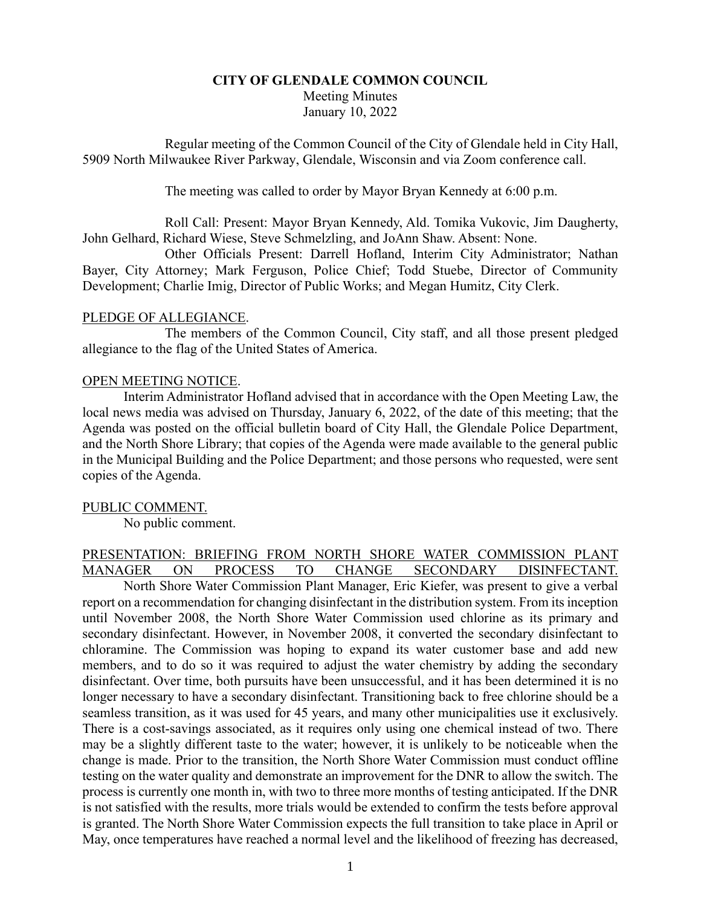**CITY OF GLENDALE COMMON COUNCIL**

Meeting Minutes

January 10, 2022

Regular meeting of the Common Council of the City of Glendale held in City Hall, 5909 North Milwaukee River Parkway, Glendale, Wisconsin and via Zoom conference call.

The meeting was called to order by Mayor Bryan Kennedy at 6:00 p.m.

Roll Call: Present: Mayor Bryan Kennedy, Ald. Tomika Vukovic, Jim Daugherty, John Gelhard, Richard Wiese, Steve Schmelzling, and JoAnn Shaw. Absent: None.

Other Officials Present: Darrell Hofland, Interim City Administrator; Nathan Bayer, City Attorney; Mark Ferguson, Police Chief; Todd Stuebe, Director of Community Development; Charlie Imig, Director of Public Works; and Megan Humitz, City Clerk.

PLEDGE OF ALLEGIANCE.

The members of the Common Council, City staff, and all those present pledged allegiance to the flag of the United States of America.

OPEN MEETING NOTICE.

Interim Administrator Hofland advised that in accordance with the Open Meeting Law, the local news media was advised on Thursday, January 6, 2022, of the date of this meeting; that the Agenda was posted on the official bulletin board of City Hall, the Glendale Police Department, and the North Shore Library; that copies of the Agenda were made available to the general public in the Municipal Building and the Police Department; and those persons who requested, were sent copies of the Agenda.

PUBLIC COMMENT.

No public comment.

PRESENTATION: BRIEFING FROM NORTH SHORE WATER COMMISSION PLANT MANAGER ON PROCESS TO CHANGE SECONDARY DISINFECTANT.

North Shore Water Commission Plant Manager, Eric Kiefer, was present to give a verbal report on a recommendation for changing disinfectant in the distribution system. From its inception until November 2008, the North Shore Water Commission used chlorine as its primary and secondary disinfectant. However, in November 2008, it converted the secondary disinfectant to chloramine. The Commission was hoping to expand its water customer base and add new members, and to do so it was required to adjust the water chemistry by adding the secondary disinfectant. Over time, both pursuits have been unsuccessful, and it has been determined it is no longer necessary to have a secondary disinfectant. Transitioning back to free chlorine should be a seamless transition, as it was used for 45 years, and many other municipalities use it exclusively. There is a cost-savings associated, as it requires only using one chemical instead of two. There may be a slightly different taste to the water; however, it is unlikely to be noticeable when the change is made. Prior to the transition, the North Shore Water Commission must conduct offline testing on the water quality and demonstrate an improvement for the DNR to allow the switch. The process is currently one month in, with two to three more months of testing anticipated. If the DNR is not satisfied with the results, more trials would be extended to confirm the tests before approval is granted. The North Shore Water Commission expects the full transition to take place in April or May, once temperatures have reached a normal level and the likelihood of freezing has decreased,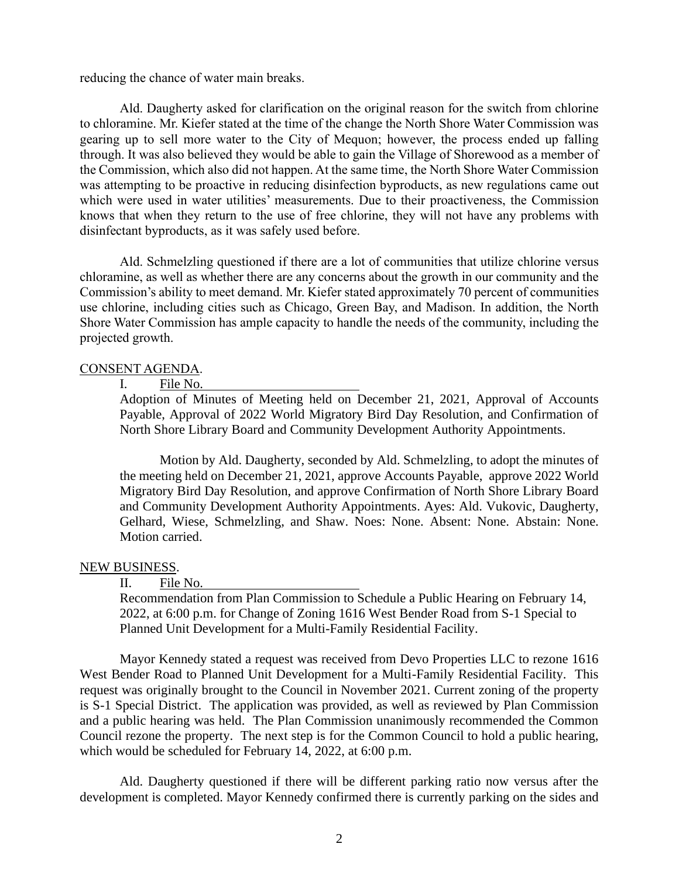reducing the chance of water main breaks.

Ald. Daugherty asked for clarification on the original reason for the switch from chlorine to chloramine. Mr. Kiefer stated at the time of the change the North Shore Water Commission was gearing up to sell more water to the City of Mequon; however, the process ended up falling through. It was also believed they would be able to gain the Village of Shorewood as a member of the Commission, which also did not happen. At the same time, the North Shore Water Commission was attempting to be proactive in reducing disinfection byproducts, as new regulations came out which were used in water utilities' measurements. Due to their proactiveness, the Commission knows that when they return to the use of free chlorine, they will not have any problems with disinfectant byproducts, as it was safely used before.

Ald. Schmelzling questioned if there are a lot of communities that utilize chlorine versus chloramine, as well as whether there are any concerns about the growth in our community and the Commission's ability to meet demand. Mr. Kiefer stated approximately 70 percent of communities use chlorine, including cities such as Chicago, Green Bay, and Madison. In addition, the North Shore Water Commission has ample capacity to handle the needs of the community, including the projected growth.

CONSENT AGENDA.

I. File No. ______________________

Adoption of Minutes of Meeting held on December 21, 2021, Approval of Accounts Payable, Approval of 2022 World Migratory Bird Day Resolution, and Confirmation of North Shore Library Board and Community Development Authority Appointments.

Motion by Ald. Daugherty, seconded by Ald. Schmelzling, to adopt the minutes of the meeting held on December 21, 2021, approve Accounts Payable, approve 2022 World Migratory Bird Day Resolution, and approve Confirmation of North Shore Library Board and Community Development Authority Appointments. Ayes: Ald. Vukovic, Daugherty, Gelhard, Wiese, Schmelzling, and Shaw. Noes: None. Absent: None. Abstain: None. Motion carried.

NEW BUSINESS.

II. File No. ______________________

Recommendation from Plan Commission to Schedule a Public Hearing on February 14, 2022, at 6:00 p.m. for Change of Zoning 1616 West Bender Road from S-1 Special to Planned Unit Development for a Multi-Family Residential Facility.

Mayor Kennedy stated a request was received from Devo Properties LLC to rezone 1616 West Bender Road to Planned Unit Development for a Multi-Family Residential Facility. This request was originally brought to the Council in November 2021. Current zoning of the property is S-1 Special District. The application was provided, as well as reviewed by Plan Commission and a public hearing was held. The Plan Commission unanimously recommended the Common Council rezone the property. The next step is for the Common Council to hold a public hearing, which would be scheduled for February 14, 2022, at 6:00 p.m.

Ald. Daugherty questioned if there will be different parking ratio now versus after the development is completed. Mayor Kennedy confirmed there is currently parking on the sides and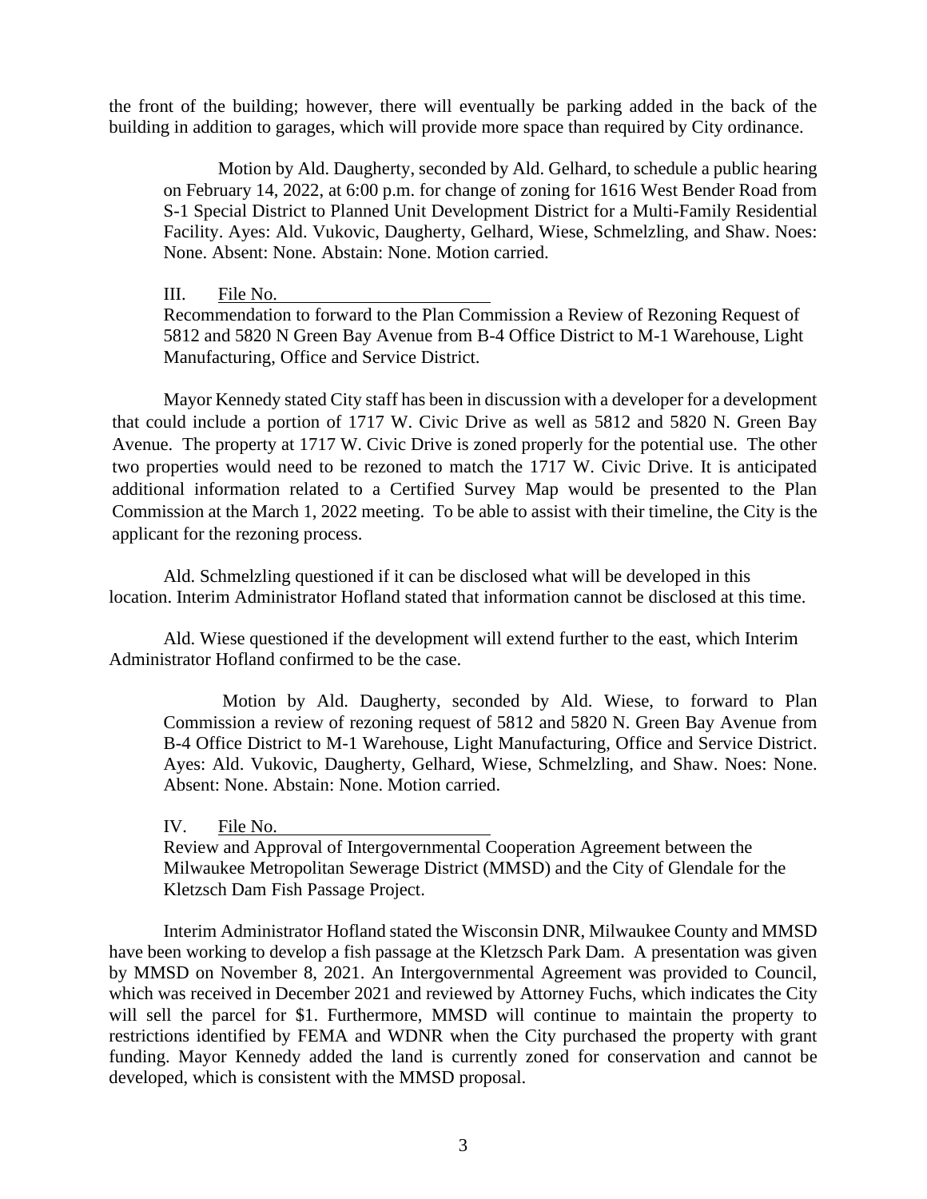the front of the building; however, there will eventually be parking added in the back of the building in addition to garages, which will provide more space than required by City ordinance.

> Motion by Ald. Daugherty, seconded by Ald. Gelhard, to schedule a public hearing on February 14, 2022, at 6:00 p.m. for change of zoning for 1616 West Bender Road from S-1 Special District to Planned Unit Development District for a Multi-Family Residential Facility. Ayes: Ald. Vukovic, Daugherty, Gelhard, Wiese, Schmelzling, and Shaw. Noes: None. Absent: None. Abstain: None. Motion carried.

III. File No.

Recommendation to forward to the Plan Commission a Review of Rezoning Request of 5812 and 5820 N Green Bay Avenue from B-4 Office District to M-1 Warehouse, Light Manufacturing, Office and Service District.

Mayor Kennedy stated City staff has been in discussion with a developer for a development that could include a portion of 1717 W. Civic Drive as well as 5812 and 5820 N. Green Bay Avenue. The property at 1717 W. Civic Drive is zoned properly for the potential use. The other two properties would need to be rezoned to match the 1717 W. Civic Drive. It is anticipated additional information related to a Certified Survey Map would be presented to the Plan Commission at the March 1, 2022 meeting. To be able to assist with their timeline, the City is the applicant for the rezoning process.

Ald. Schmelzling questioned if it can be disclosed what will be developed in this location. Interim Administrator Hofland stated that information cannot be disclosed at this time.

Ald. Wiese questioned if the development will extend further to the east, which Interim Administrator Hofland confirmed to be the case.

> Motion by Ald. Daugherty, seconded by Ald. Wiese, to forward to Plan Commission a review of rezoning request of 5812 and 5820 N. Green Bay Avenue from B-4 Office District to M-1 Warehouse, Light Manufacturing, Office and Service District. Ayes: Ald. Vukovic, Daugherty, Gelhard, Wiese, Schmelzling, and Shaw. Noes: None. Absent: None. Abstain: None. Motion carried.

IV. File No.

Review and Approval of Intergovernmental Cooperation Agreement between the Milwaukee Metropolitan Sewerage District (MMSD) and the City of Glendale for the Kletzsch Dam Fish Passage Project.

Interim Administrator Hofland stated the Wisconsin DNR, Milwaukee County and MMSD have been working to develop a fish passage at the Kletzsch Park Dam. A presentation was given by MMSD on November 8, 2021. An Intergovernmental Agreement was provided to Council, which was received in December 2021 and reviewed by Attorney Fuchs, which indicates the City will sell the parcel for $1. Furthermore, MMSD will continue to maintain the property to restrictions identified by FEMA and WDNR when the City purchased the property with grant funding. Mayor Kennedy added the land is currently zoned for conservation and cannot be developed, which is consistent with the MMSD proposal.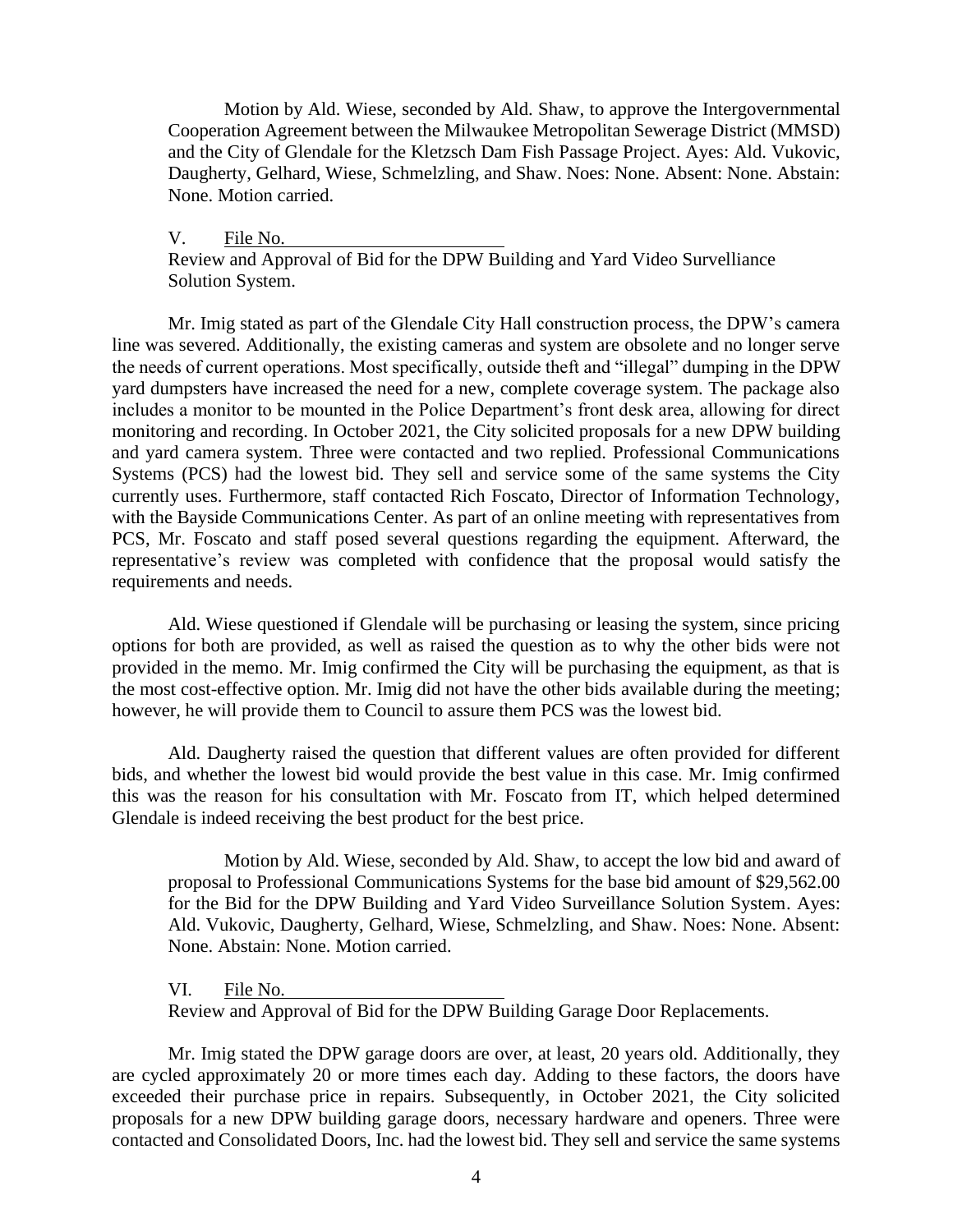Motion by Ald. Wiese, seconded by Ald. Shaw, to approve the Intergovernmental Cooperation Agreement between the Milwaukee Metropolitan Sewerage District (MMSD) and the City of Glendale for the Kletzsch Dam Fish Passage Project. Ayes: Ald. Vukovic, Daugherty, Gelhard, Wiese, Schmelzling, and Shaw. Noes: None. Absent: None. Abstain: None. Motion carried.

V. File No. \_\_\_\_\_\_\_\_\_\_\_\_\_\_\_\_\_\_\_\_\_\_\_\_

Review and Approval of Bid for the DPW Building and Yard Video Survelliance Solution System.

Mr. Imig stated as part of the Glendale City Hall construction process, the DPW's camera line was severed. Additionally, the existing cameras and system are obsolete and no longer serve the needs of current operations. Most specifically, outside theft and "illegal" dumping in the DPW yard dumpsters have increased the need for a new, complete coverage system. The package also includes a monitor to be mounted in the Police Department's front desk area, allowing for direct monitoring and recording. In October 2021, the City solicited proposals for a new DPW building and yard camera system. Three were contacted and two replied. Professional Communications Systems (PCS) had the lowest bid. They sell and service some of the same systems the City currently uses. Furthermore, staff contacted Rich Foscato, Director of Information Technology, with the Bayside Communications Center. As part of an online meeting with representatives from PCS, Mr. Foscato and staff posed several questions regarding the equipment. Afterward, the representative's review was completed with confidence that the proposal would satisfy the requirements and needs.

Ald. Wiese questioned if Glendale will be purchasing or leasing the system, since pricing options for both are provided, as well as raised the question as to why the other bids were not provided in the memo. Mr. Imig confirmed the City will be purchasing the equipment, as that is the most cost-effective option. Mr. Imig did not have the other bids available during the meeting; however, he will provide them to Council to assure them PCS was the lowest bid.

Ald. Daugherty raised the question that different values are often provided for different bids, and whether the lowest bid would provide the best value in this case. Mr. Imig confirmed this was the reason for his consultation with Mr. Foscato from IT, which helped determined Glendale is indeed receiving the best product for the best price.

Motion by Ald. Wiese, seconded by Ald. Shaw, to accept the low bid and award of proposal to Professional Communications Systems for the base bid amount of $29,562.00 for the Bid for the DPW Building and Yard Video Surveillance Solution System. Ayes: Ald. Vukovic, Daugherty, Gelhard, Wiese, Schmelzling, and Shaw. Noes: None. Absent: None. Abstain: None. Motion carried.

VI. File No. \_\_\_\_\_\_\_\_\_\_\_\_\_\_\_\_\_\_\_\_\_\_\_\_

Review and Approval of Bid for the DPW Building Garage Door Replacements.

Mr. Imig stated the DPW garage doors are over, at least, 20 years old. Additionally, they are cycled approximately 20 or more times each day. Adding to these factors, the doors have exceeded their purchase price in repairs. Subsequently, in October 2021, the City solicited proposals for a new DPW building garage doors, necessary hardware and openers. Three were contacted and Consolidated Doors, Inc. had the lowest bid. They sell and service the same systems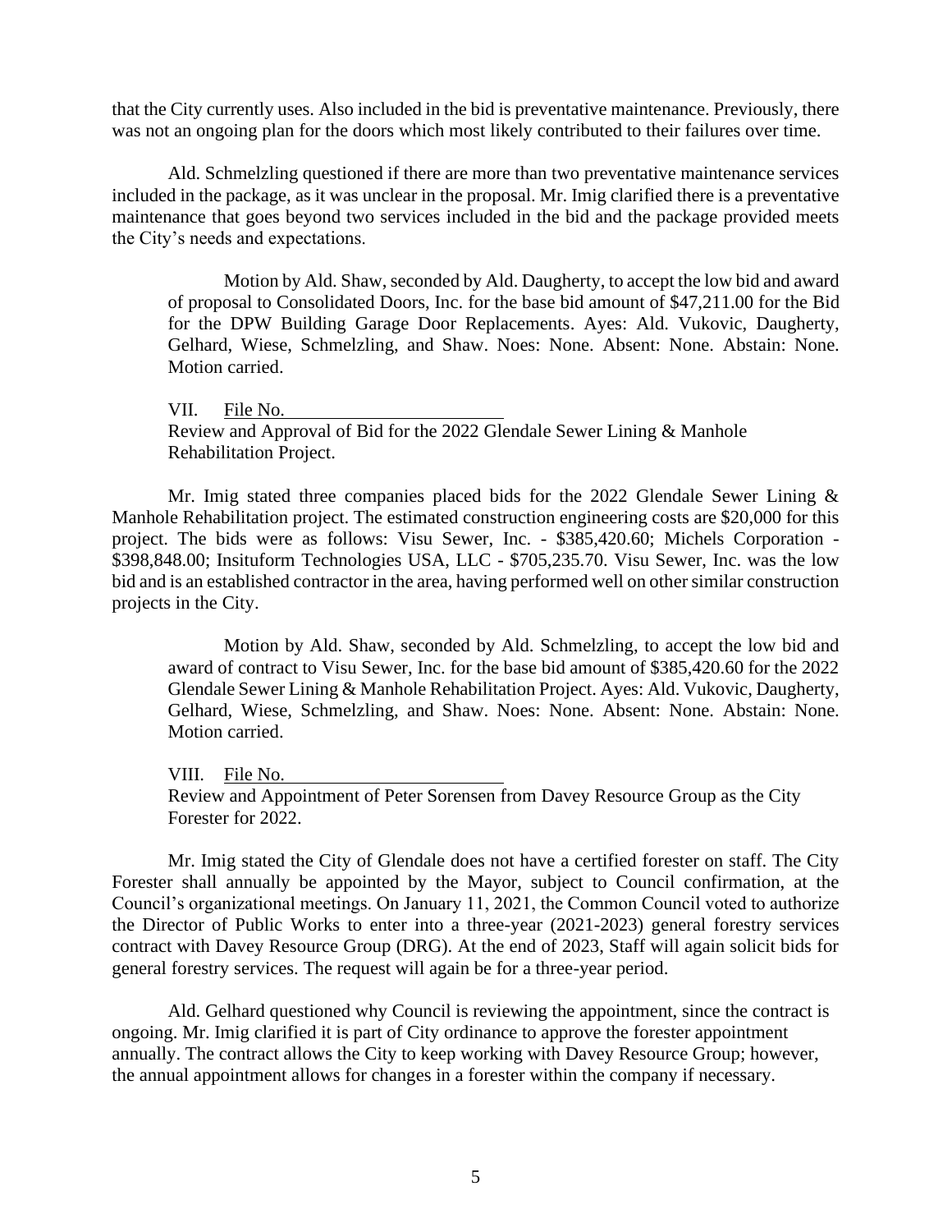that the City currently uses. Also included in the bid is preventative maintenance. Previously, there was not an ongoing plan for the doors which most likely contributed to their failures over time.

Ald. Schmelzling questioned if there are more than two preventative maintenance services included in the package, as it was unclear in the proposal. Mr. Imig clarified there is a preventative maintenance that goes beyond two services included in the bid and the package provided meets the City's needs and expectations.

> Motion by Ald. Shaw, seconded by Ald. Daugherty, to accept the low bid and award of proposal to Consolidated Doors, Inc. for the base bid amount of $47,211.00 for the Bid for the DPW Building Garage Door Replacements. Ayes: Ald. Vukovic, Daugherty, Gelhard, Wiese, Schmelzling, and Shaw. Noes: None. Absent: None. Abstain: None. Motion carried.

VII. File No. ______________________

Review and Approval of Bid for the 2022 Glendale Sewer Lining & Manhole Rehabilitation Project.

Mr. Imig stated three companies placed bids for the 2022 Glendale Sewer Lining & Manhole Rehabilitation project. The estimated construction engineering costs are $20,000 for this project. The bids were as follows: Visu Sewer, Inc. - $385,420.60; Michels Corporation - $398,848.00; Insituform Technologies USA, LLC - $705,235.70. Visu Sewer, Inc. was the low bid and is an established contractor in the area, having performed well on other similar construction projects in the City.

> Motion by Ald. Shaw, seconded by Ald. Schmelzling, to accept the low bid and award of contract to Visu Sewer, Inc. for the base bid amount of $385,420.60 for the 2022 Glendale Sewer Lining & Manhole Rehabilitation Project. Ayes: Ald. Vukovic, Daugherty, Gelhard, Wiese, Schmelzling, and Shaw. Noes: None. Absent: None. Abstain: None. Motion carried.

VIII. File No. ______________________

Review and Appointment of Peter Sorensen from Davey Resource Group as the City Forester for 2022.

Mr. Imig stated the City of Glendale does not have a certified forester on staff. The City Forester shall annually be appointed by the Mayor, subject to Council confirmation, at the Council's organizational meetings. On January 11, 2021, the Common Council voted to authorize the Director of Public Works to enter into a three-year (2021-2023) general forestry services contract with Davey Resource Group (DRG). At the end of 2023, Staff will again solicit bids for general forestry services. The request will again be for a three-year period.

Ald. Gelhard questioned why Council is reviewing the appointment, since the contract is ongoing. Mr. Imig clarified it is part of City ordinance to approve the forester appointment annually. The contract allows the City to keep working with Davey Resource Group; however, the annual appointment allows for changes in a forester within the company if necessary.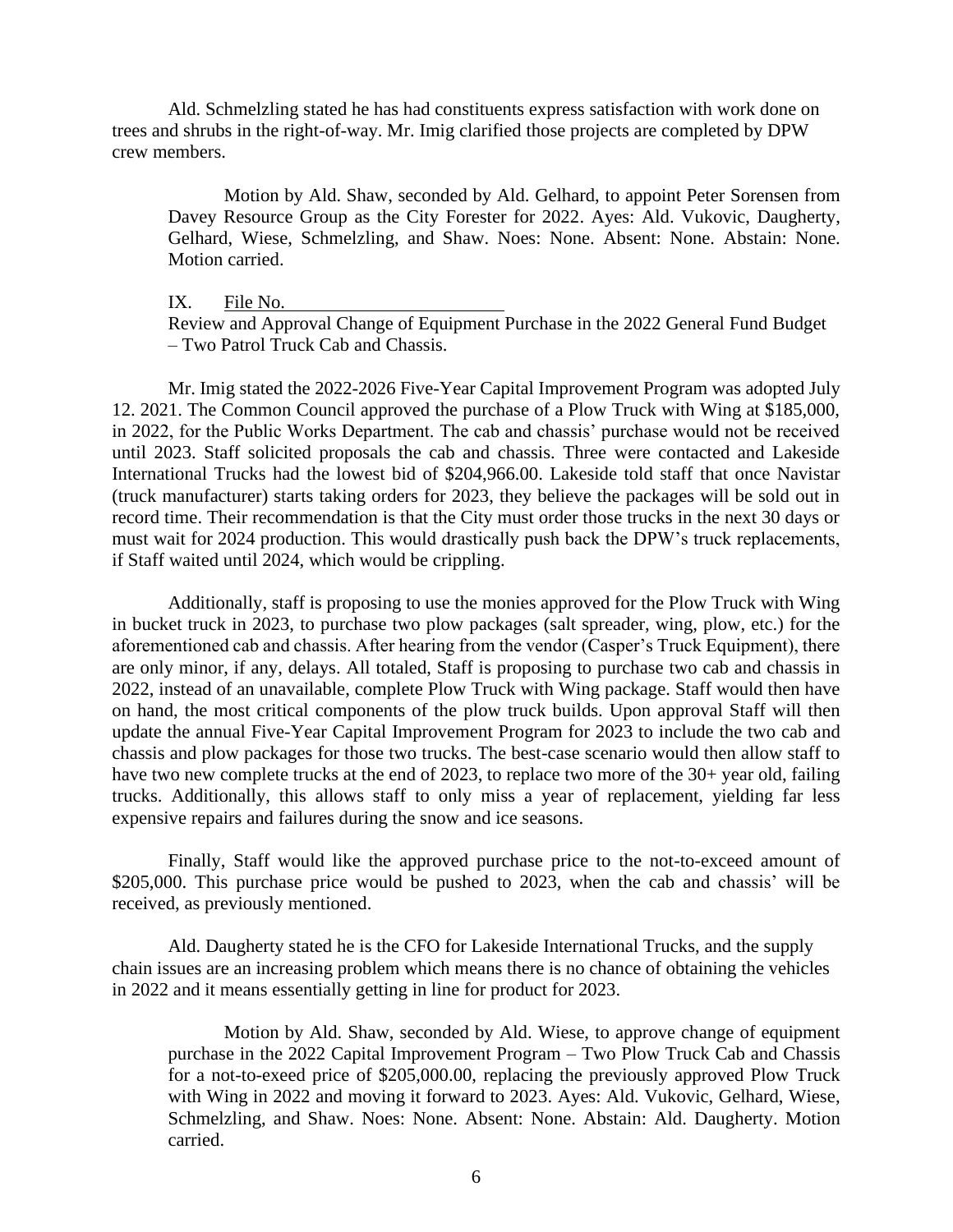Ald. Schmelzling stated he has had constituents express satisfaction with work done on trees and shrubs in the right-of-way. Mr. Imig clarified those projects are completed by DPW crew members.

> Motion by Ald. Shaw, seconded by Ald. Gelhard, to appoint Peter Sorensen from Davey Resource Group as the City Forester for 2022. Ayes: Ald. Vukovic, Daugherty, Gelhard, Wiese, Schmelzling, and Shaw. Noes: None. Absent: None. Abstain: None. Motion carried.

IX. File No.

Review and Approval Change of Equipment Purchase in the 2022 General Fund Budget – Two Patrol Truck Cab and Chassis.

Mr. Imig stated the 2022-2026 Five-Year Capital Improvement Program was adopted July 12. 2021. The Common Council approved the purchase of a Plow Truck with Wing at $185,000, in 2022, for the Public Works Department. The cab and chassis' purchase would not be received until 2023. Staff solicited proposals the cab and chassis. Three were contacted and Lakeside International Trucks had the lowest bid of $204,966.00. Lakeside told staff that once Navistar (truck manufacturer) starts taking orders for 2023, they believe the packages will be sold out in record time. Their recommendation is that the City must order those trucks in the next 30 days or must wait for 2024 production. This would drastically push back the DPW's truck replacements, if Staff waited until 2024, which would be crippling.

Additionally, staff is proposing to use the monies approved for the Plow Truck with Wing in bucket truck in 2023, to purchase two plow packages (salt spreader, wing, plow, etc.) for the aforementioned cab and chassis. After hearing from the vendor (Casper's Truck Equipment), there are only minor, if any, delays. All totaled, Staff is proposing to purchase two cab and chassis in 2022, instead of an unavailable, complete Plow Truck with Wing package. Staff would then have on hand, the most critical components of the plow truck builds. Upon approval Staff will then update the annual Five-Year Capital Improvement Program for 2023 to include the two cab and chassis and plow packages for those two trucks. The best-case scenario would then allow staff to have two new complete trucks at the end of 2023, to replace two more of the 30+ year old, failing trucks. Additionally, this allows staff to only miss a year of replacement, yielding far less expensive repairs and failures during the snow and ice seasons.

Finally, Staff would like the approved purchase price to the not-to-exceed amount of $205,000. This purchase price would be pushed to 2023, when the cab and chassis' will be received, as previously mentioned.

Ald. Daugherty stated he is the CFO for Lakeside International Trucks, and the supply chain issues are an increasing problem which means there is no chance of obtaining the vehicles in 2022 and it means essentially getting in line for product for 2023.

> Motion by Ald. Shaw, seconded by Ald. Wiese, to approve change of equipment purchase in the 2022 Capital Improvement Program – Two Plow Truck Cab and Chassis for a not-to-exeed price of $205,000.00, replacing the previously approved Plow Truck with Wing in 2022 and moving it forward to 2023. Ayes: Ald. Vukovic, Gelhard, Wiese, Schmelzling, and Shaw. Noes: None. Absent: None. Abstain: Ald. Daugherty. Motion carried.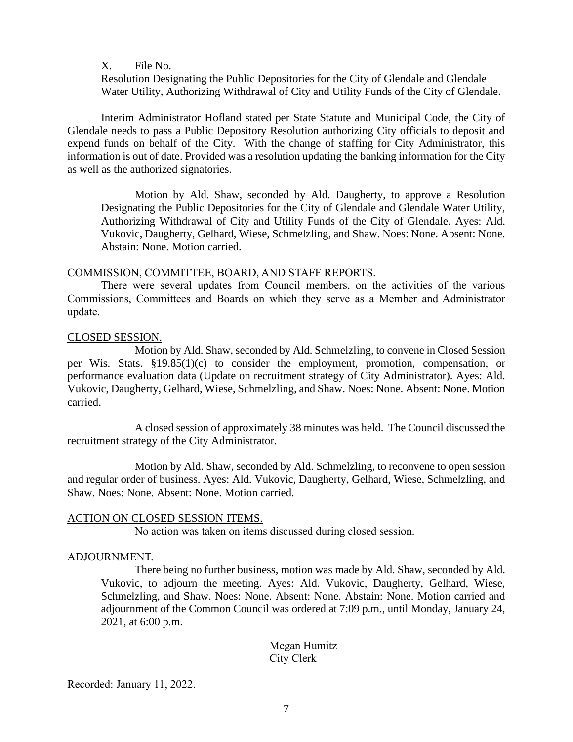X. File No.

Resolution Designating the Public Depositories for the City of Glendale and Glendale Water Utility, Authorizing Withdrawal of City and Utility Funds of the City of Glendale.

Interim Administrator Hofland stated per State Statute and Municipal Code, the City of Glendale needs to pass a Public Depository Resolution authorizing City officials to deposit and expend funds on behalf of the City. With the change of staffing for City Administrator, this information is out of date. Provided was a resolution updating the banking information for the City as well as the authorized signatories.

Motion by Ald. Shaw, seconded by Ald. Daugherty, to approve a Resolution Designating the Public Depositories for the City of Glendale and Glendale Water Utility, Authorizing Withdrawal of City and Utility Funds of the City of Glendale. Ayes: Ald. Vukovic, Daugherty, Gelhard, Wiese, Schmelzling, and Shaw. Noes: None. Absent: None. Abstain: None. Motion carried.

COMMISSION, COMMITTEE, BOARD, AND STAFF REPORTS.

There were several updates from Council members, on the activities of the various Commissions, Committees and Boards on which they serve as a Member and Administrator update.

CLOSED SESSION.

Motion by Ald. Shaw, seconded by Ald. Schmelzling, to convene in Closed Session per Wis. Stats. §19.85(1)(c) to consider the employment, promotion, compensation, or performance evaluation data (Update on recruitment strategy of City Administrator). Ayes: Ald. Vukovic, Daugherty, Gelhard, Wiese, Schmelzling, and Shaw. Noes: None. Absent: None. Motion carried.

A closed session of approximately 38 minutes was held. The Council discussed the recruitment strategy of the City Administrator.

Motion by Ald. Shaw, seconded by Ald. Schmelzling, to reconvene to open session and regular order of business. Ayes: Ald. Vukovic, Daugherty, Gelhard, Wiese, Schmelzling, and Shaw. Noes: None. Absent: None. Motion carried.

ACTION ON CLOSED SESSION ITEMS.

No action was taken on items discussed during closed session.

ADJOURNMENT.

There being no further business, motion was made by Ald. Shaw, seconded by Ald. Vukovic, to adjourn the meeting. Ayes: Ald. Vukovic, Daugherty, Gelhard, Wiese, Schmelzling, and Shaw. Noes: None. Absent: None. Abstain: None. Motion carried and adjournment of the Common Council was ordered at 7:09 p.m., until Monday, January 24, 2021, at 6:00 p.m.

Megan Humitz
City Clerk

Recorded: January 11, 2022.